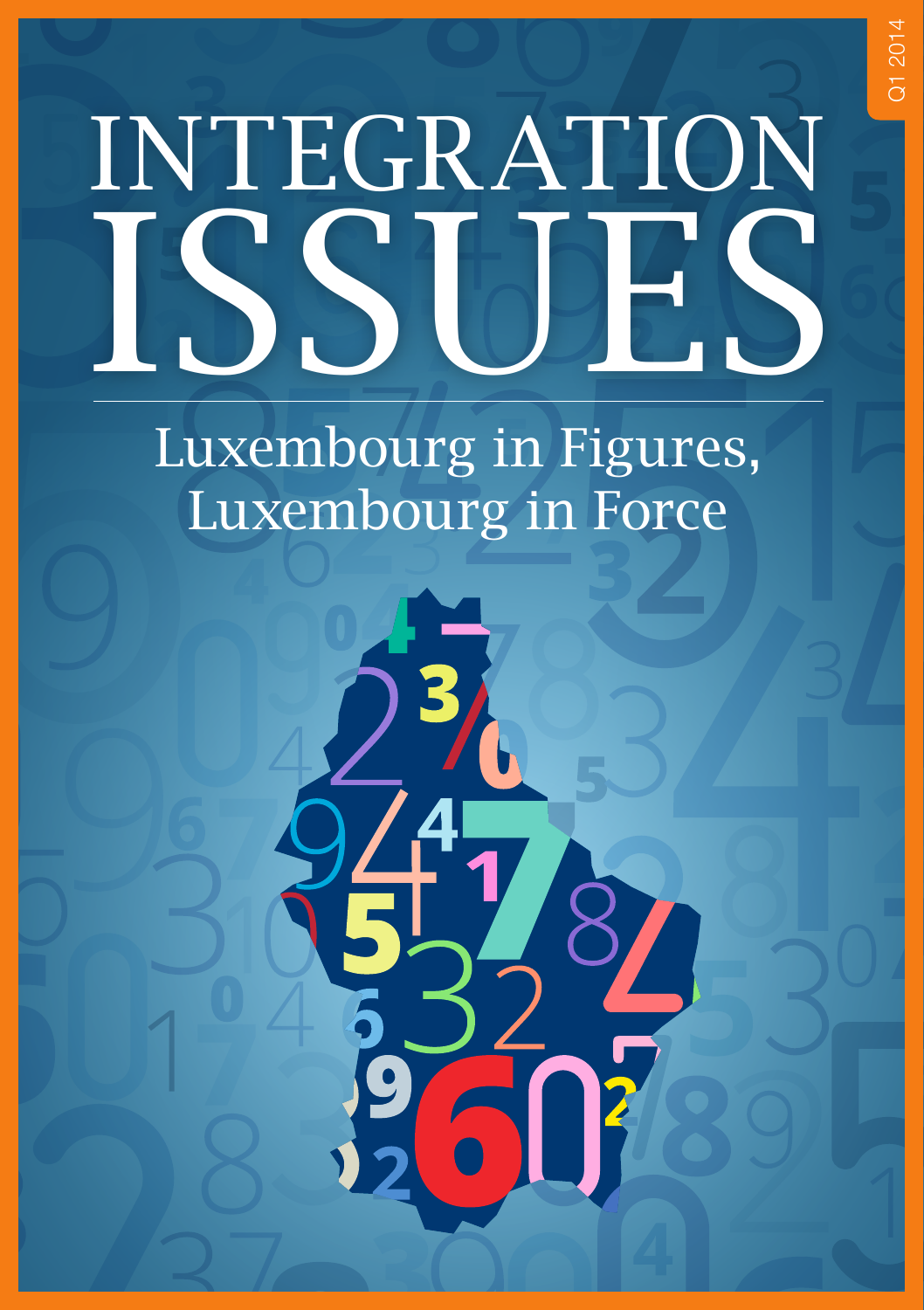Q1 2014

# INTEGRATION ISSUES

## Luxembourg in Figures, Luxembourg in Force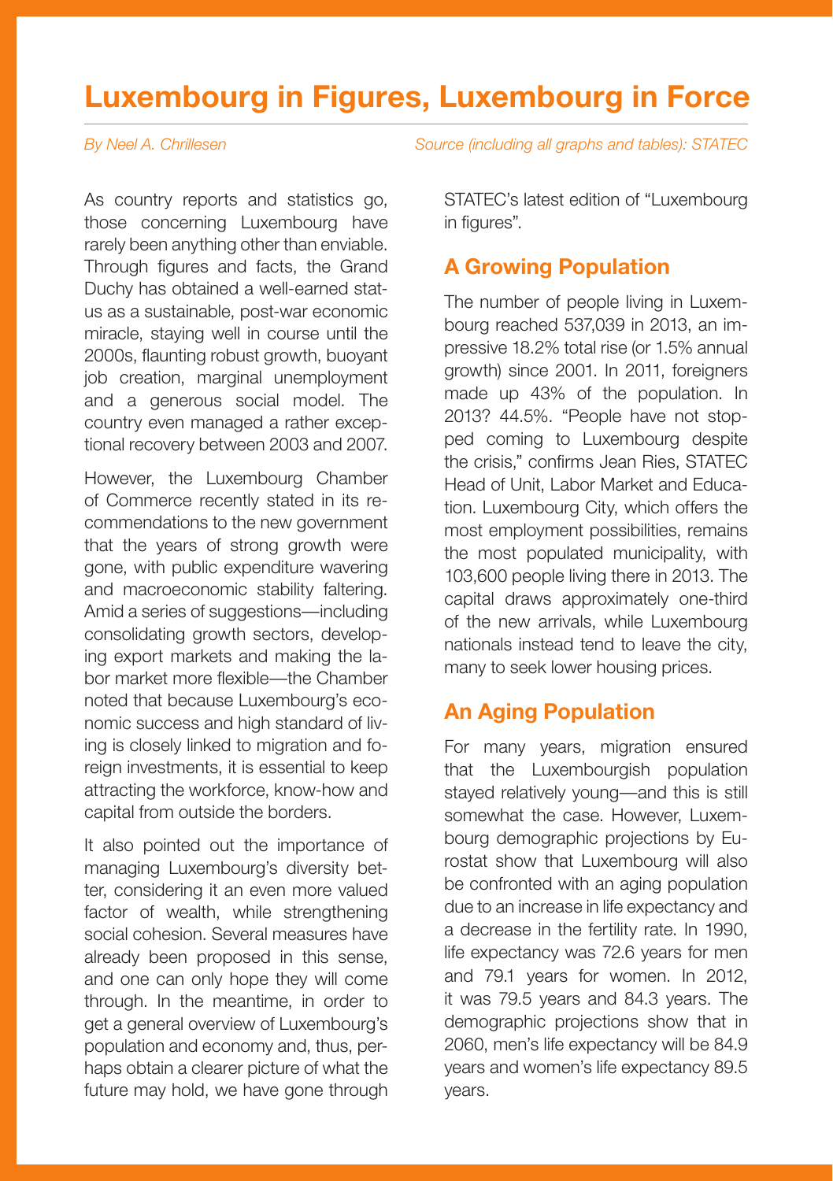# Luxembourg in Figures, Luxembourg in Force

*By Neel A. Chrillesen* *Source (including all graphs and tables): STATEC*

As country reports and statistics go, those concerning Luxembourg have rarely been anything other than enviable. Through figures and facts, the Grand Duchy has obtained a well-earned status as a sustainable, post-war economic miracle, staying well in course until the 2000s, flaunting robust growth, buoyant job creation, marginal unemployment and a generous social model. The country even managed a rather exceptional recovery between 2003 and 2007.

However, the Luxembourg Chamber of Commerce recently stated in its recommendations to the new government that the years of strong growth were gone, with public expenditure wavering and macroeconomic stability faltering. Amid a series of suggestions—including consolidating growth sectors, developing export markets and making the labor market more flexible—the Chamber noted that because Luxembourg's economic success and high standard of living is closely linked to migration and foreign investments, it is essential to keep attracting the workforce, know-how and capital from outside the borders.

It also pointed out the importance of managing Luxembourg's diversity better, considering it an even more valued factor of wealth, while strengthening social cohesion. Several measures have already been proposed in this sense, and one can only hope they will come through. In the meantime, in order to get a general overview of Luxembourg's population and economy and, thus, perhaps obtain a clearer picture of what the future may hold, we have gone through STATEC's latest edition of "Luxembourg in figures".

## A Growing Population

The number of people living in Luxembourg reached 537,039 in 2013, an impressive 18.2% total rise (or 1.5% annual growth) since 2001. In 2011, foreigners made up 43% of the population. In 2013? 44.5%. "People have not stopped coming to Luxembourg despite the crisis," confirms Jean Ries, STATEC Head of Unit, Labor Market and Education. Luxembourg City, which offers the most employment possibilities, remains the most populated municipality, with 103,600 people living there in 2013. The capital draws approximately one-third of the new arrivals, while Luxembourg nationals instead tend to leave the city, many to seek lower housing prices.

## An Aging Population

For many years, migration ensured that the Luxembourgish population stayed relatively young—and this is still somewhat the case. However, Luxembourg demographic projections by Eurostat show that Luxembourg will also be confronted with an aging population due to an increase in life expectancy and a decrease in the fertility rate. In 1990, life expectancy was 72.6 years for men and 79.1 years for women. In 2012, it was 79.5 years and 84.3 years. The demographic projections show that in 2060, men's life expectancy will be 84.9 years and women's life expectancy 89.5 years.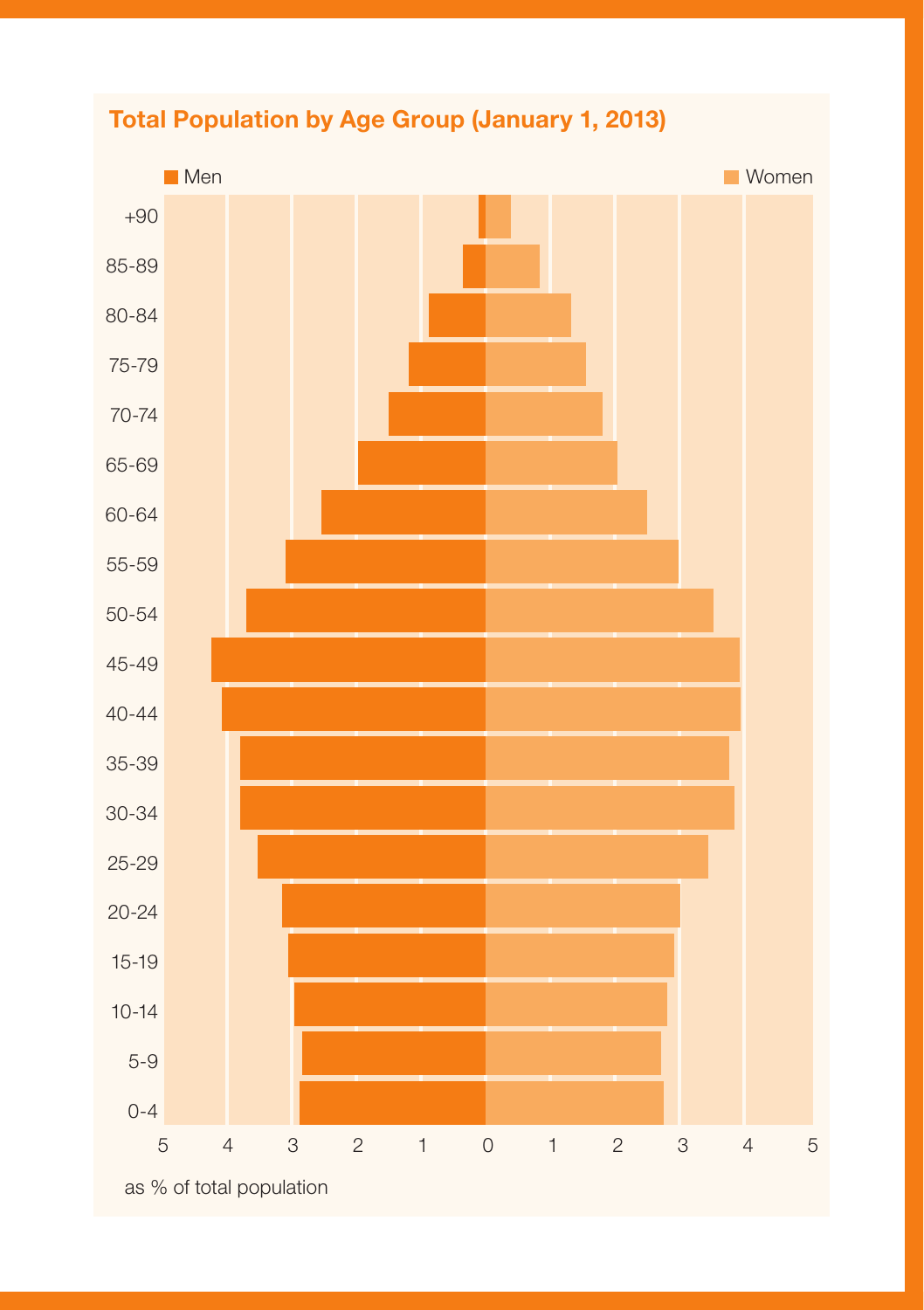## Total Population by Age Group (January 1, 2013)

Men | Women

+90
85-89
80-84
75-79
70-74
65-69
60-64
55-59
50-54
45-49
40-44
35-39
30-34
25-29
20-24
15-19
10-14
5-9
0-4

5 4 3 2 1 0 1 2 3 4 5

as % of total population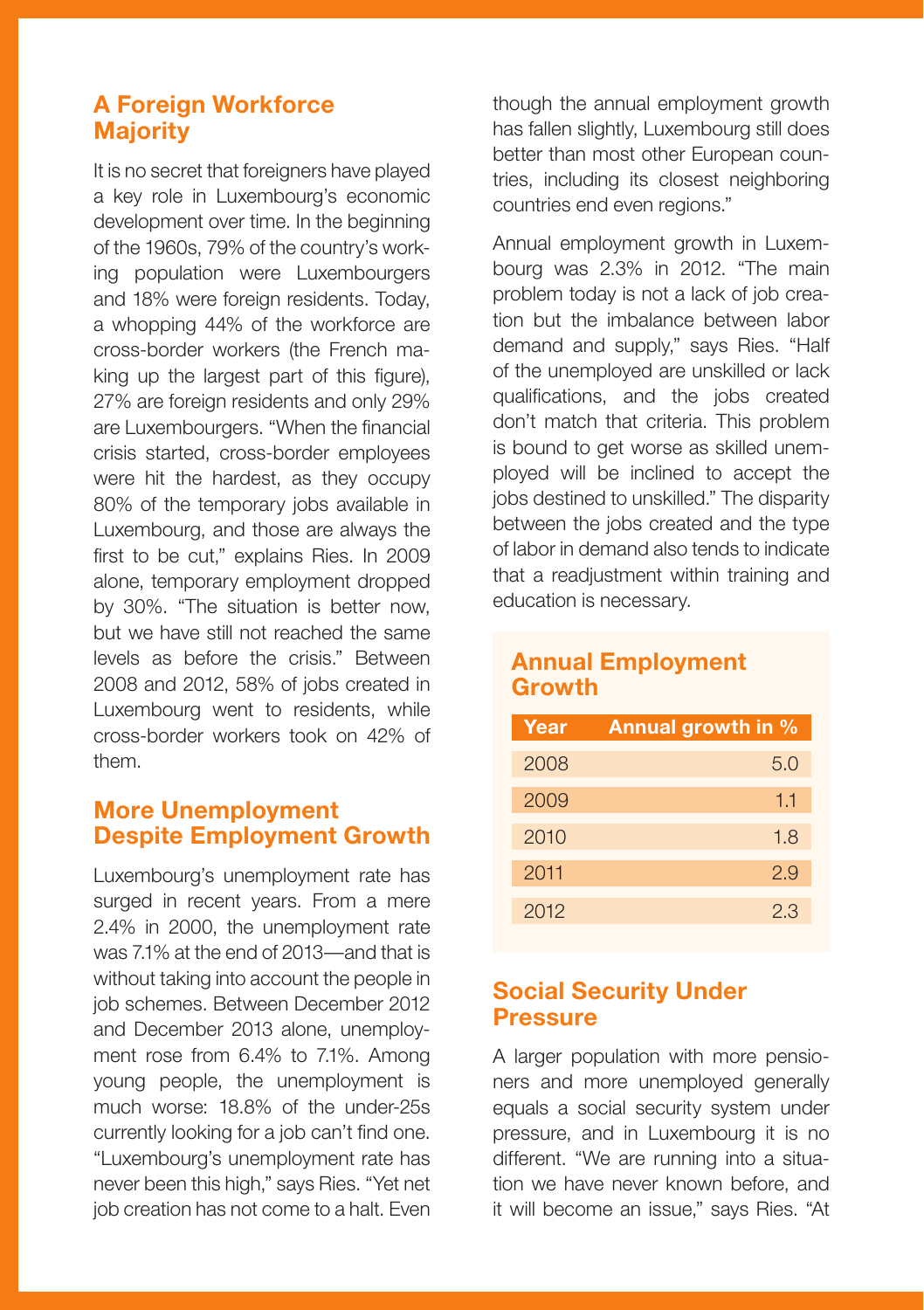## A Foreign Workforce Majority

It is no secret that foreigners have played a key role in Luxembourg's economic development over time. In the beginning of the 1960s, 79% of the country's working population were Luxembourgers and 18% were foreign residents. Today, a whopping 44% of the workforce are cross-border workers (the French making up the largest part of this figure), 27% are foreign residents and only 29% are Luxembourgers. "When the financial crisis started, cross-border employees were hit the hardest, as they occupy 80% of the temporary jobs available in Luxembourg, and those are always the first to be cut," explains Ries. In 2009 alone, temporary employment dropped by 30%. "The situation is better now, but we have still not reached the same levels as before the crisis." Between 2008 and 2012, 58% of jobs created in Luxembourg went to residents, while cross-border workers took on 42% of them.

## More Unemployment Despite Employment Growth

Luxembourg's unemployment rate has surged in recent years. From a mere 2.4% in 2000, the unemployment rate was 7.1% at the end of 2013—and that is without taking into account the people in job schemes. Between December 2012 and December 2013 alone, unemployment rose from 6.4% to 7.1%. Among young people, the unemployment is much worse: 18.8% of the under-25s currently looking for a job can't find one. "Luxembourg's unemployment rate has never been this high," says Ries. "Yet net job creation has not come to a halt. Even though the annual employment growth has fallen slightly, Luxembourg still does better than most other European countries, including its closest neighboring countries end even regions."

Annual employment growth in Luxembourg was 2.3% in 2012. "The main problem today is not a lack of job creation but the imbalance between labor demand and supply," says Ries. "Half of the unemployed are unskilled or lack qualifications, and the jobs created don't match that criteria. This problem is bound to get worse as skilled unemployed will be inclined to accept the jobs destined to unskilled." The disparity between the jobs created and the type of labor in demand also tends to indicate that a readjustment within training and education is necessary.

### Annual Employment Growth

| Year | Annual growth in % |
|---|---|
| 2008 | 5.0 |
| 2009 | 1.1 |
| 2010 | 1.8 |
| 2011 | 2.9 |
| 2012 | 2.3 |

## Social Security Under Pressure

A larger population with more pensioners and more unemployed generally equals a social security system under pressure, and in Luxembourg it is no different. "We are running into a situation we have never known before, and it will become an issue," says Ries. "At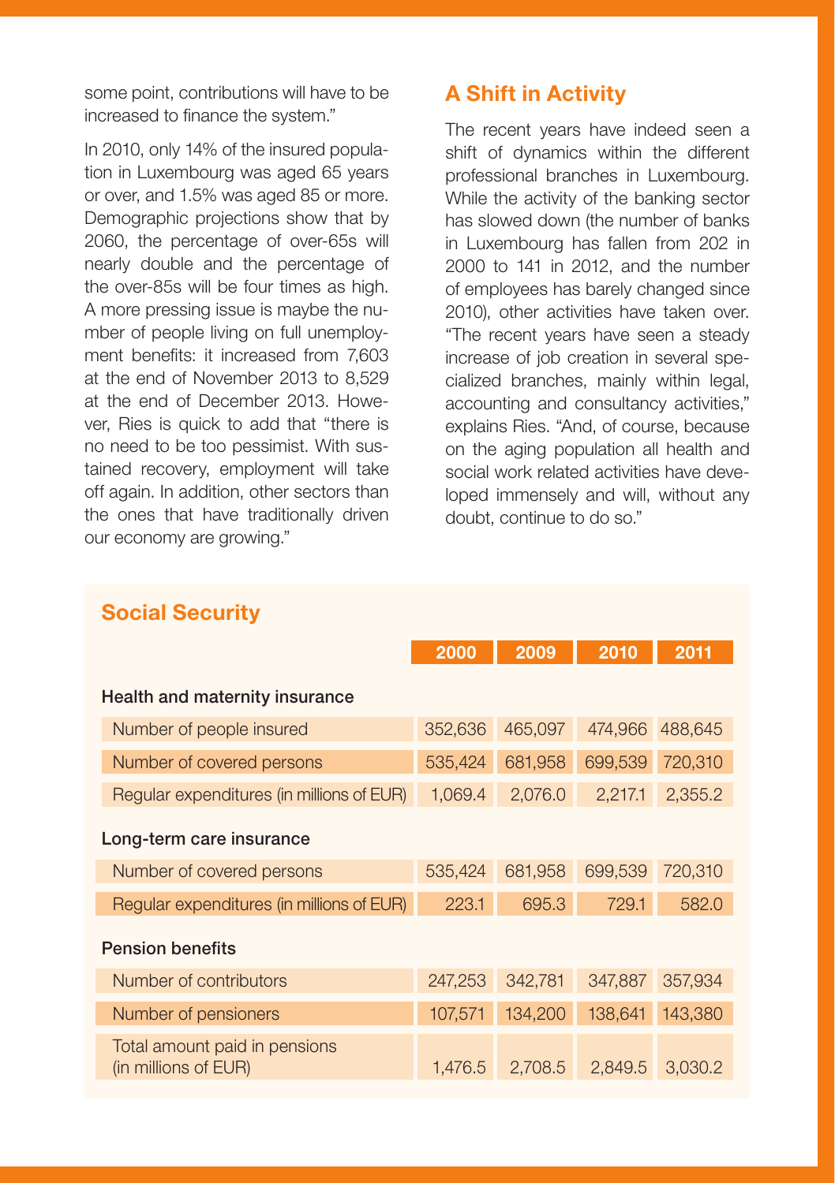some point, contributions will have to be increased to finance the system."

In 2010, only 14% of the insured population in Luxembourg was aged 65 years or over, and 1.5% was aged 85 or more. Demographic projections show that by 2060, the percentage of over-65s will nearly double and the percentage of the over-85s will be four times as high. A more pressing issue is maybe the number of people living on full unemployment benefits: it increased from 7,603 at the end of November 2013 to 8,529 at the end of December 2013. However, Ries is quick to add that "there is no need to be too pessimist. With sustained recovery, employment will take off again. In addition, other sectors than the ones that have traditionally driven our economy are growing."

## A Shift in Activity

The recent years have indeed seen a shift of dynamics within the different professional branches in Luxembourg. While the activity of the banking sector has slowed down (the number of banks in Luxembourg has fallen from 202 in 2000 to 141 in 2012, and the number of employees has barely changed since 2010), other activities have taken over. "The recent years have seen a steady increase of job creation in several specialized branches, mainly within legal, accounting and consultancy activities," explains Ries. "And, of course, because on the aging population all health and social work related activities have developed immensely and will, without any doubt, continue to do so."

## Social Security

| | 2000 | 2009 | 2010 | 2011 |
|---|---|---|---|---|
| **Health and maternity insurance** | | | | |
| Number of people insured | 352,636 | 465,097 | 474,966 | 488,645 |
| Number of covered persons | 535,424 | 681,958 | 699,539 | 720,310 |
| Regular expenditures (in millions of EUR) | 1,069.4 | 2,076.0 | 2,217.1 | 2,355.2 |
| **Long-term care insurance** | | | | |
| Number of covered persons | 535,424 | 681,958 | 699,539 | 720,310 |
| Regular expenditures (in millions of EUR) | 223.1 | 695.3 | 729.1 | 582.0 |
| **Pension benefits** | | | | |
| Number of contributors | 247,253 | 342,781 | 347,887 | 357,934 |
| Number of pensioners | 107,571 | 134,200 | 138,641 | 143,380 |
| Total amount paid in pensions (in millions of EUR) | 1,476.5 | 2,708.5 | 2,849.5 | 3,030.2 |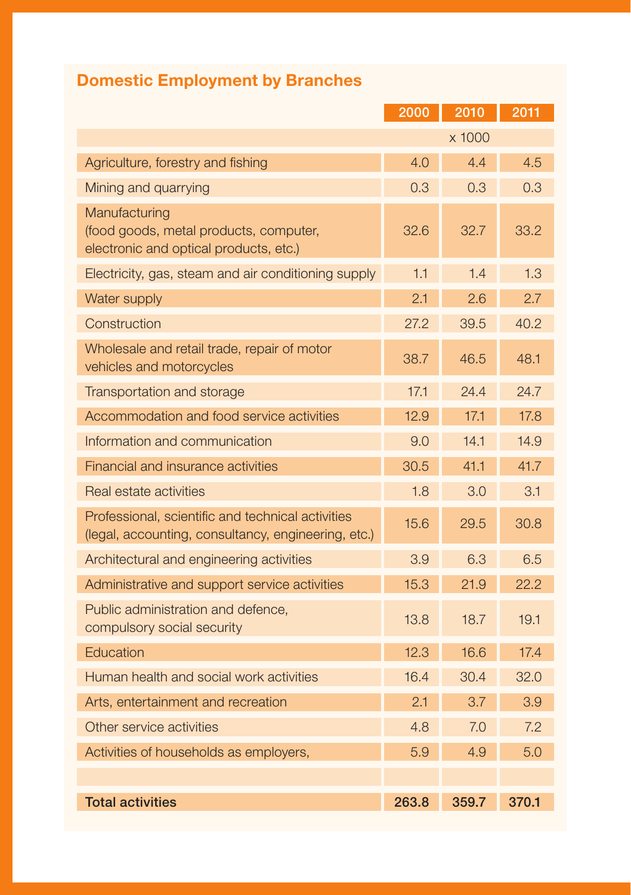## Domestic Employment by Branches

| | 2000 | 2010 | 2011 |
|---|---|---|---|
| | | x 1000 | |
| Agriculture, forestry and fishing | 4.0 | 4.4 | 4.5 |
| Mining and quarrying | 0.3 | 0.3 | 0.3 |
| Manufacturing (food goods, metal products, computer, electronic and optical products, etc.) | 32.6 | 32.7 | 33.2 |
| Electricity, gas, steam and air conditioning supply | 1.1 | 1.4 | 1.3 |
| Water supply | 2.1 | 2.6 | 2.7 |
| Construction | 27.2 | 39.5 | 40.2 |
| Wholesale and retail trade, repair of motor vehicles and motorcycles | 38.7 | 46.5 | 48.1 |
| Transportation and storage | 17.1 | 24.4 | 24.7 |
| Accommodation and food service activities | 12.9 | 17.1 | 17.8 |
| Information and communication | 9.0 | 14.1 | 14.9 |
| Financial and insurance activities | 30.5 | 41.1 | 41.7 |
| Real estate activities | 1.8 | 3.0 | 3.1 |
| Professional, scientific and technical activities (legal, accounting, consultancy, engineering, etc.) | 15.6 | 29.5 | 30.8 |
| Architectural and engineering activities | 3.9 | 6.3 | 6.5 |
| Administrative and support service activities | 15.3 | 21.9 | 22.2 |
| Public administration and defence, compulsory social security | 13.8 | 18.7 | 19.1 |
| Education | 12.3 | 16.6 | 17.4 |
| Human health and social work activities | 16.4 | 30.4 | 32.0 |
| Arts, entertainment and recreation | 2.1 | 3.7 | 3.9 |
| Other service activities | 4.8 | 7.0 | 7.2 |
| Activities of households as employers, | 5.9 | 4.9 | 5.0 |
| | | | |
| **Total activities** | **263.8** | **359.7** | **370.1** |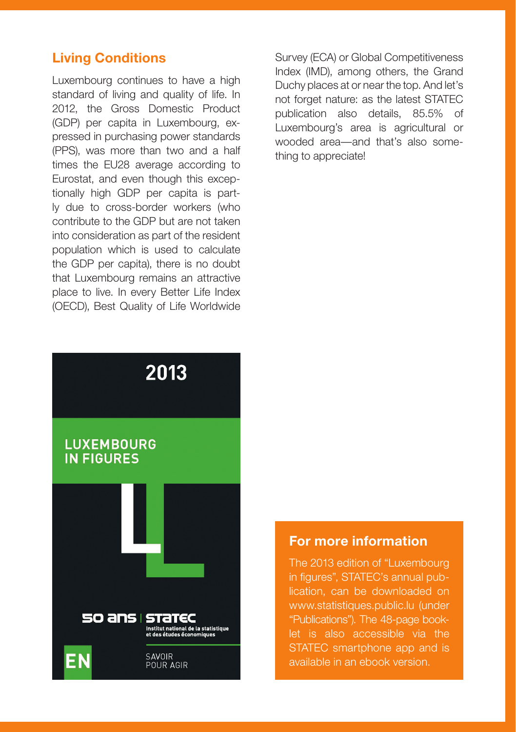## Living Conditions

Luxembourg continues to have a high standard of living and quality of life. In 2012, the Gross Domestic Product (GDP) per capita in Luxembourg, expressed in purchasing power standards (PPS), was more than two and a half times the EU28 average according to Eurostat, and even though this exceptionally high GDP per capita is partly due to cross-border workers (who contribute to the GDP but are not taken into consideration as part of the resident population which is used to calculate the GDP per capita), there is no doubt that Luxembourg remains an attractive place to live. In every Better Life Index (OECD), Best Quality of Life Worldwide Survey (ECA) or Global Competitiveness Index (IMD), among others, the Grand Duchy places at or near the top. And let's not forget nature: as the latest STATEC publication also details, 85.5% of Luxembourg's area is agricultural or wooded area—and that's also something to appreciate!

2013

LUXEMBOURG IN FIGURES

50 ans | STATEC
Institut national de la statistique et des études économiques

EN

SAVOIR POUR AGIR

### For more information

The 2013 edition of "Luxembourg in figures", STATEC's annual publication, can be downloaded on www.statistiques.public.lu (under "Publications"). The 48-page booklet is also accessible via the STATEC smartphone app and is available in an ebook version.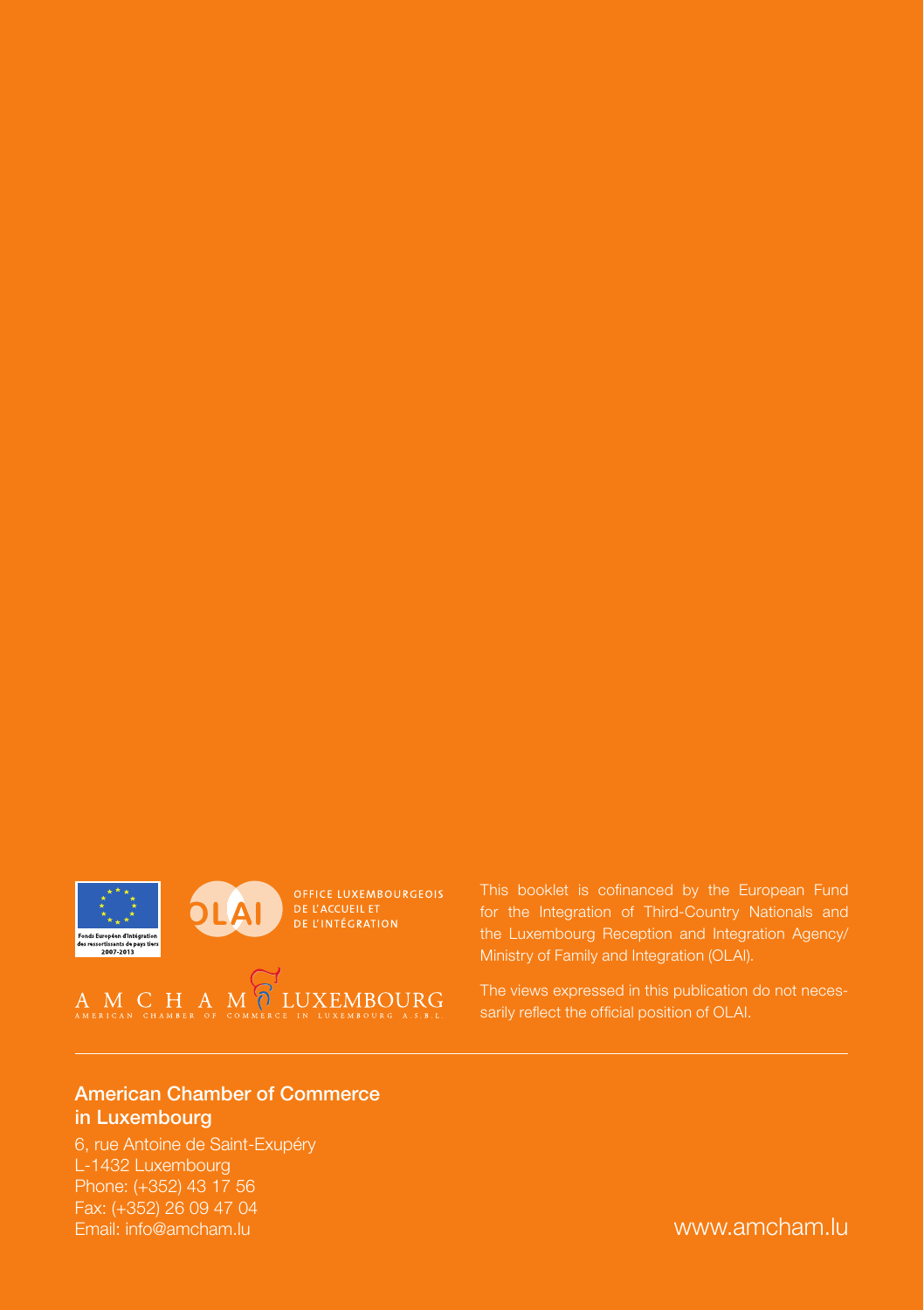Fonds Européen d'Intégration des ressortissants de pays tiers 2007-2013

OLAI OFFICE LUXEMBOURGEOIS DE L'ACCUEIL ET DE L'INTÉGRATION

AMCHAM LUXEMBOURG
AMERICAN CHAMBER OF COMMERCE IN LUXEMBOURG A.S.B.L.

This booklet is cofinanced by the European Fund for the Integration of Third-Country Nationals and the Luxembourg Reception and Integration Agency/ Ministry of Family and Integration (OLAI).

The views expressed in this publication do not necessarily reflect the official position of OLAI.

---

**American Chamber of Commerce in Luxembourg**

6, rue Antoine de Saint-Exupéry
L-1432 Luxembourg
Phone: (+352) 43 17 56
Fax: (+352) 26 09 47 04
Email: info@amcham.lu

www.amcham.lu